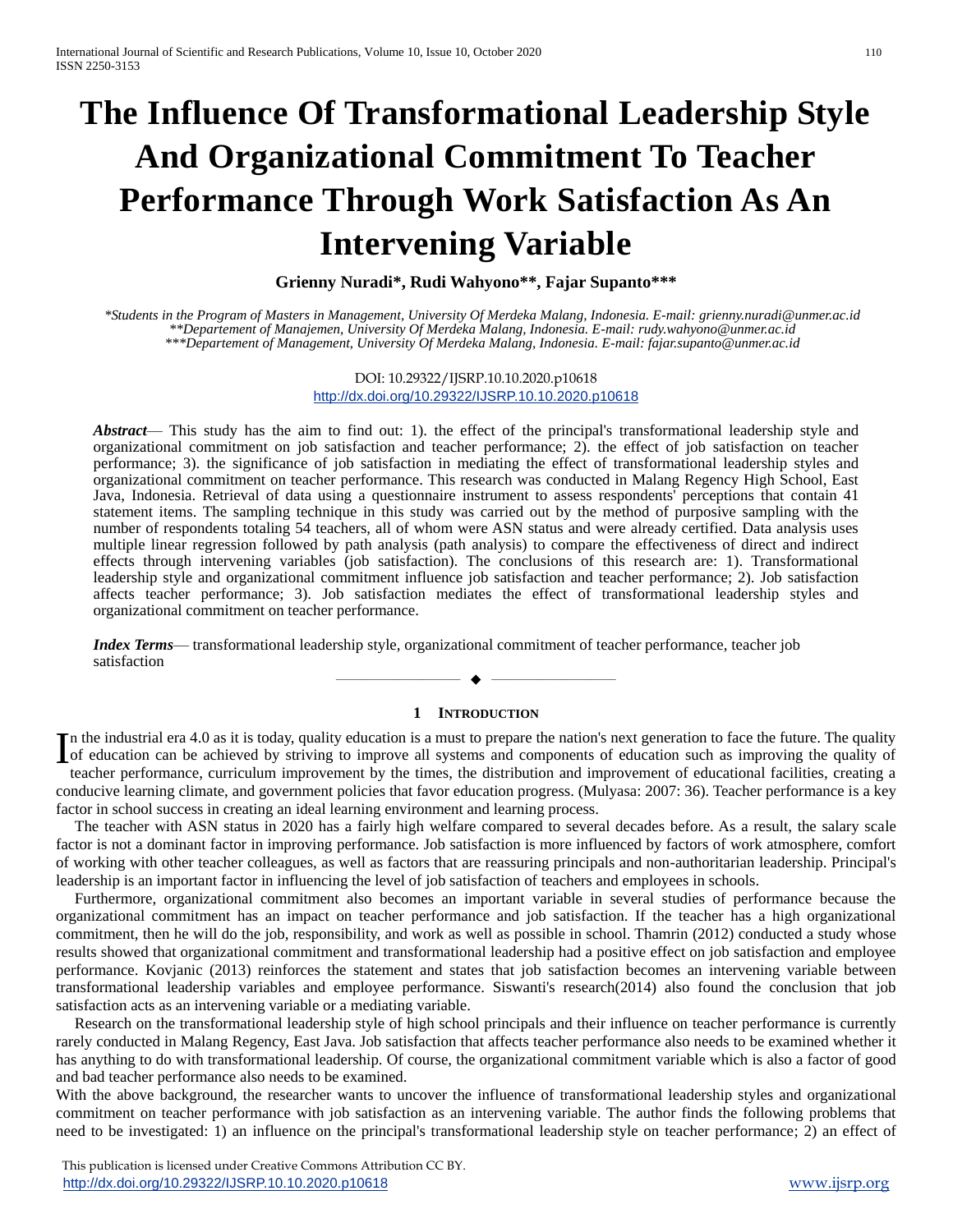# The Influence Of Transformational Leadership Style And Organizational Commitment To Teacher Performance Through Work Satisfaction As An Intervening Variable

**Grienny Nuradi\*, Rudi Wahyono\*\*, Fajar Supanto\*\*\***

*\*Students in the Program of Masters in Management, University Of Merdeka Malang, Indonesia. E-mail: grienny.nuradi@unmer.ac.id*
*\*\*Departement of Manajemen, University Of Merdeka Malang, Indonesia. E-mail: rudy.wahyono@unmer.ac.id*
*\*\*\*Departement of Management, University Of Merdeka Malang, Indonesia. E-mail: fajar.supanto@unmer.ac.id*

DOI: 10.29322/IJSRP.10.10.2020.p10618
http://dx.doi.org/10.29322/IJSRP.10.10.2020.p10618

***Abstract***— This study has the aim to find out: 1). the effect of the principal's transformational leadership style and organizational commitment on job satisfaction and teacher performance; 2). the effect of job satisfaction on teacher performance; 3). the significance of job satisfaction in mediating the effect of transformational leadership styles and organizational commitment on teacher performance. This research was conducted in Malang Regency High School, East Java, Indonesia. Retrieval of data using a questionnaire instrument to assess respondents' perceptions that contain 41 statement items. The sampling technique in this study was carried out by the method of purposive sampling with the number of respondents totaling 54 teachers, all of whom were ASN status and were already certified. Data analysis uses multiple linear regression followed by path analysis (path analysis) to compare the effectiveness of direct and indirect effects through intervening variables (job satisfaction). The conclusions of this research are: 1). Transformational leadership style and organizational commitment influence job satisfaction and teacher performance; 2). Job satisfaction affects teacher performance; 3). Job satisfaction mediates the effect of transformational leadership styles and organizational commitment on teacher performance.

***Index Terms***— transformational leadership style, organizational commitment of teacher performance, teacher job satisfaction

## 1 Introduction

In the industrial era 4.0 as it is today, quality education is a must to prepare the nation's next generation to face the future. The quality of education can be achieved by striving to improve all systems and components of education such as improving the quality of teacher performance, curriculum improvement by the times, the distribution and improvement of educational facilities, creating a conducive learning climate, and government policies that favor education progress. (Mulyasa: 2007: 36). Teacher performance is a key factor in school success in creating an ideal learning environment and learning process.

The teacher with ASN status in 2020 has a fairly high welfare compared to several decades before. As a result, the salary scale factor is not a dominant factor in improving performance. Job satisfaction is more influenced by factors of work atmosphere, comfort of working with other teacher colleagues, as well as factors that are reassuring principals and non-authoritarian leadership. Principal's leadership is an important factor in influencing the level of job satisfaction of teachers and employees in schools.

Furthermore, organizational commitment also becomes an important variable in several studies of performance because the organizational commitment has an impact on teacher performance and job satisfaction. If the teacher has a high organizational commitment, then he will do the job, responsibility, and work as well as possible in school. Thamrin (2012) conducted a study whose results showed that organizational commitment and transformational leadership had a positive effect on job satisfaction and employee performance. Kovjanic (2013) reinforces the statement and states that job satisfaction becomes an intervening variable between transformational leadership variables and employee performance. Siswanti's research(2014) also found the conclusion that job satisfaction acts as an intervening variable or a mediating variable.

Research on the transformational leadership style of high school principals and their influence on teacher performance is currently rarely conducted in Malang Regency, East Java. Job satisfaction that affects teacher performance also needs to be examined whether it has anything to do with transformational leadership. Of course, the organizational commitment variable which is also a factor of good and bad teacher performance also needs to be examined.

With the above background, the researcher wants to uncover the influence of transformational leadership styles and organizational commitment on teacher performance with job satisfaction as an intervening variable. The author finds the following problems that need to be investigated: 1) an influence on the principal's transformational leadership style on teacher performance; 2) an effect of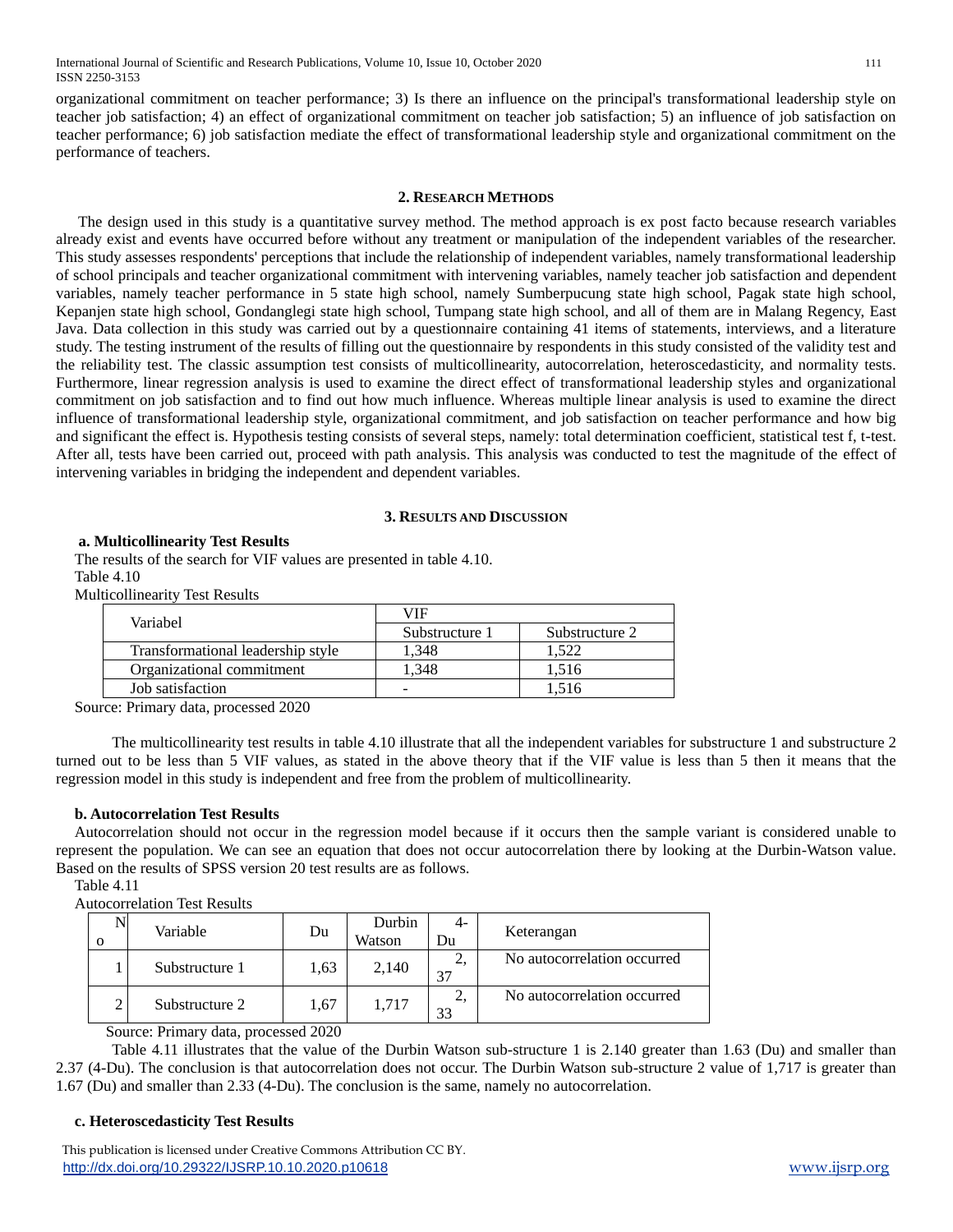organizational commitment on teacher performance; 3) Is there an influence on the principal's transformational leadership style on teacher job satisfaction; 4) an effect of organizational commitment on teacher job satisfaction; 5) an influence of job satisfaction on teacher performance; 6) job satisfaction mediate the effect of transformational leadership style and organizational commitment on the performance of teachers.

## 2. Research Methods

The design used in this study is a quantitative survey method. The method approach is ex post facto because research variables already exist and events have occurred before without any treatment or manipulation of the independent variables of the researcher. This study assesses respondents' perceptions that include the relationship of independent variables, namely transformational leadership of school principals and teacher organizational commitment with intervening variables, namely teacher job satisfaction and dependent variables, namely teacher performance in 5 state high school, namely Sumberpucung state high school, Pagak state high school, Kepanjen state high school, Gondanglegi state high school, Tumpang state high school, and all of them are in Malang Regency, East Java. Data collection in this study was carried out by a questionnaire containing 41 items of statements, interviews, and a literature study. The testing instrument of the results of filling out the questionnaire by respondents in this study consisted of the validity test and the reliability test. The classic assumption test consists of multicollinearity, autocorrelation, heteroscedasticity, and normality tests. Furthermore, linear regression analysis is used to examine the direct effect of transformational leadership styles and organizational commitment on job satisfaction and to find out how much influence. Whereas multiple linear analysis is used to examine the direct influence of transformational leadership style, organizational commitment, and job satisfaction on teacher performance and how big and significant the effect is. Hypothesis testing consists of several steps, namely: total determination coefficient, statistical test f, t-test. After all, tests have been carried out, proceed with path analysis. This analysis was conducted to test the magnitude of the effect of intervening variables in bridging the independent and dependent variables.

## 3. Results and Discussion

### a. Multicollinearity Test Results

The results of the search for VIF values are presented in table 4.10.

Table 4.10

Multicollinearity Test Results

| Variabel | VIF | |
|---|---|---|
| | Substructure 1 | Substructure 2 |
| Transformational leadership style | 1,348 | 1,522 |
| Organizational commitment | 1,348 | 1,516 |
| Job satisfaction | - | 1,516 |

Source: Primary data, processed 2020

The multicollinearity test results in table 4.10 illustrate that all the independent variables for substructure 1 and substructure 2 turned out to be less than 5 VIF values, as stated in the above theory that if the VIF value is less than 5 then it means that the regression model in this study is independent and free from the problem of multicollinearity.

### b. Autocorrelation Test Results

Autocorrelation should not occur in the regression model because if it occurs then the sample variant is considered unable to represent the population. We can see an equation that does not occur autocorrelation there by looking at the Durbin-Watson value. Based on the results of SPSS version 20 test results are as follows.

Table 4.11

Autocorrelation Test Results

| No | Variable | Du | Durbin Watson | 4-Du | Keterangan |
|---|---|---|---|---|---|
| 1 | Substructure 1 | 1,63 | 2,140 | 2,37 | No autocorrelation occurred |
| 2 | Substructure 2 | 1,67 | 1,717 | 2,33 | No autocorrelation occurred |

Source: Primary data, processed 2020

Table 4.11 illustrates that the value of the Durbin Watson sub-structure 1 is 2.140 greater than 1.63 (Du) and smaller than 2.37 (4-Du). The conclusion is that autocorrelation does not occur. The Durbin Watson sub-structure 2 value of 1,717 is greater than 1.67 (Du) and smaller than 2.33 (4-Du). The conclusion is the same, namely no autocorrelation.

### c. Heteroscedasticity Test Results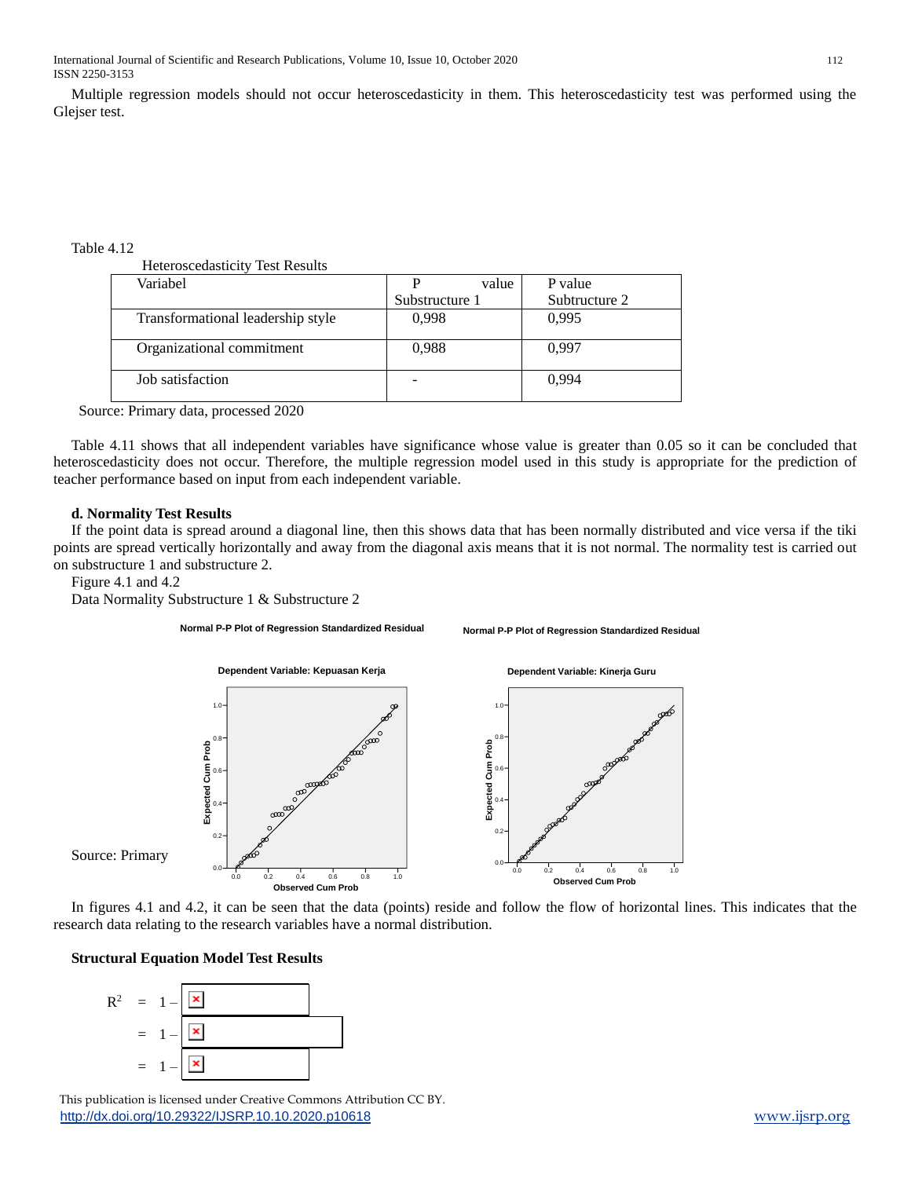Multiple regression models should not occur heteroscedasticity in them. This heteroscedasticity test was performed using the Glejser test.

Table 4.12

Heteroscedasticity Test Results

| Variabel | P value Substructure 1 | P value Subtructure 2 |
|---|---|---|
| Transformational leadership style | 0,998 | 0,995 |
| Organizational commitment | 0,988 | 0,997 |
| Job satisfaction | - | 0,994 |

Source: Primary data, processed 2020

Table 4.11 shows that all independent variables have significance whose value is greater than 0.05 so it can be concluded that heteroscedasticity does not occur. Therefore, the multiple regression model used in this study is appropriate for the prediction of teacher performance based on input from each independent variable.

**d. Normality Test Results**

If the point data is spread around a diagonal line, then this shows data that has been normally distributed and vice versa if the tiki points are spread vertically horizontally and away from the diagonal axis means that it is not normal. The normality test is carried out on substructure 1 and substructure 2.

Figure 4.1 and 4.2

Data Normality Substructure 1 & Substructure 2

Normal P-P Plot of Regression Standardized Residual — Dependent Variable: Kepuasan Kerja

Normal P-P Plot of Regression Standardized Residual — Dependent Variable: Kinerja Guru

Source: Primary

In figures 4.1 and 4.2, it can be seen that the data (points) reside and follow the flow of horizontal lines. This indicates that the research data relating to the research variables have a normal distribution.

**Structural Equation Model Test Results**

$$R^2 = 1 -$$

$$= 1 -$$

$$= 1 -$$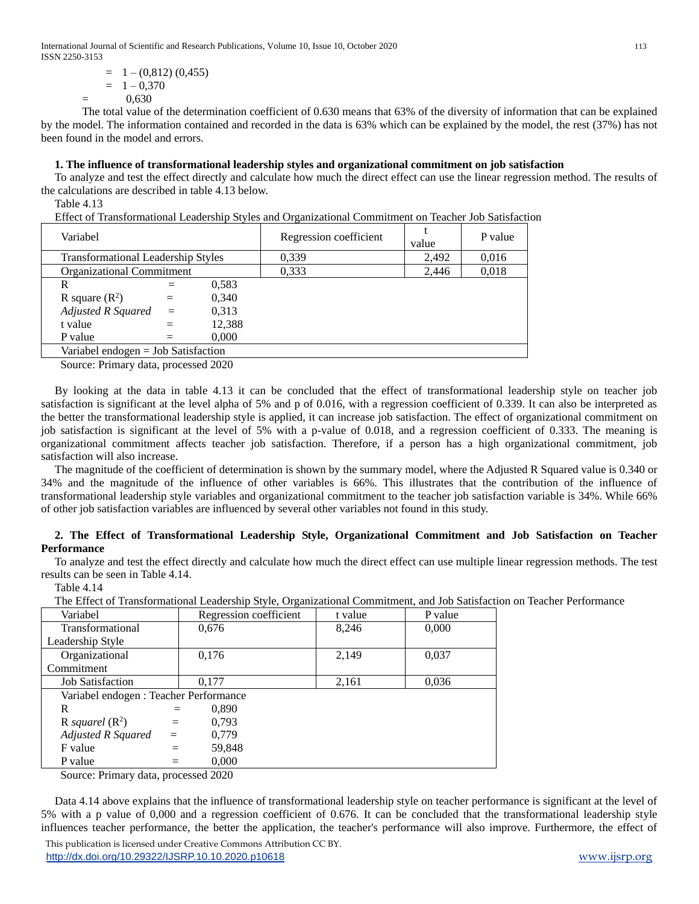$$= 1 - (0{,}812)\,(0{,}455)$$
$$= 1 - 0{,}370$$
$$= 0{,}630$$

The total value of the determination coefficient of 0.630 means that 63% of the diversity of information that can be explained by the model. The information contained and recorded in the data is 63% which can be explained by the model, the rest (37%) has not been found in the model and errors.

**1. The influence of transformational leadership styles and organizational commitment on job satisfaction**

To analyze and test the effect directly and calculate how much the direct effect can use the linear regression method. The results of the calculations are described in table 4.13 below.

Table 4.13

Effect of Transformational Leadership Styles and Organizational Commitment on Teacher Job Satisfaction

| Variabel | Regression coefficient | t value | P value |
|---|---|---|---|
| Transformational Leadership Styles | 0,339 | 2,492 | 0,016 |
| Organizational Commitment | 0,333 | 2,446 | 0,018 |
| R = 0,583 | | | |
| R square ($R^2$) = 0,340 | | | |
| *Adjusted R Squared* = 0,313 | | | |
| t value = 12,388 | | | |
| P value = 0,000 | | | |
| Variabel endogen = Job Satisfaction | | | |

Source: Primary data, processed 2020

By looking at the data in table 4.13 it can be concluded that the effect of transformational leadership style on teacher job satisfaction is significant at the level alpha of 5% and p of 0.016, with a regression coefficient of 0.339. It can also be interpreted as the better the transformational leadership style is applied, it can increase job satisfaction. The effect of organizational commitment on job satisfaction is significant at the level of 5% with a p-value of 0.018, and a regression coefficient of 0.333. The meaning is organizational commitment affects teacher job satisfaction. Therefore, if a person has a high organizational commitment, job satisfaction will also increase.

The magnitude of the coefficient of determination is shown by the summary model, where the Adjusted R Squared value is 0.340 or 34% and the magnitude of the influence of other variables is 66%. This illustrates that the contribution of the influence of transformational leadership style variables and organizational commitment to the teacher job satisfaction variable is 34%. While 66% of other job satisfaction variables are influenced by several other variables not found in this study.

**2. The Effect of Transformational Leadership Style, Organizational Commitment and Job Satisfaction on Teacher Performance**

To analyze and test the effect directly and calculate how much the direct effect can use multiple linear regression methods. The test results can be seen in Table 4.14.

Table 4.14

The Effect of Transformational Leadership Style, Organizational Commitment, and Job Satisfaction on Teacher Performance

| Variabel | Regression coefficient | t value | P value |
|---|---|---|---|
| Transformational Leadership Style | 0,676 | 8,246 | 0,000 |
| Organizational Commitment | 0,176 | 2,149 | 0,037 |
| Job Satisfaction | 0,177 | 2,161 | 0,036 |
| Variabel endogen : Teacher Performance | | | |
| R = 0,890 | | | |
| R *squarel* ($R^2$) = 0,793 | | | |
| *Adjusted R Squared* = 0,779 | | | |
| F value = 59,848 | | | |
| P value = 0,000 | | | |

Source: Primary data, processed 2020

Data 4.14 above explains that the influence of transformational leadership style on teacher performance is significant at the level of 5% with a p value of 0,000 and a regression coefficient of 0.676. It can be concluded that the transformational leadership style influences teacher performance, the better the application, the teacher's performance will also improve. Furthermore, the effect of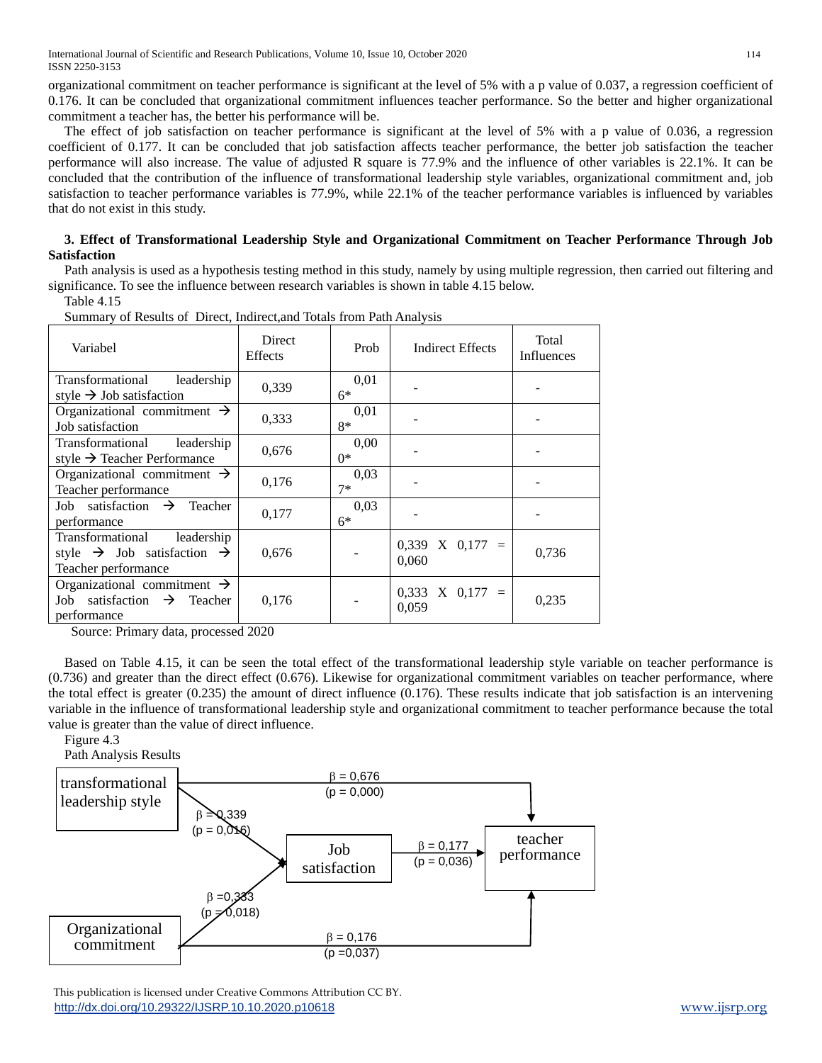organizational commitment on teacher performance is significant at the level of 5% with a p value of 0.037, a regression coefficient of 0.176. It can be concluded that organizational commitment influences teacher performance. So the better and higher organizational commitment a teacher has, the better his performance will be.

The effect of job satisfaction on teacher performance is significant at the level of 5% with a p value of 0.036, a regression coefficient of 0.177. It can be concluded that job satisfaction affects teacher performance, the better job satisfaction the teacher performance will also increase. The value of adjusted R square is 77.9% and the influence of other variables is 22.1%. It can be concluded that the contribution of the influence of transformational leadership style variables, organizational commitment and, job satisfaction to teacher performance variables is 77.9%, while 22.1% of the teacher performance variables is influenced by variables that do not exist in this study.

**3. Effect of Transformational Leadership Style and Organizational Commitment on Teacher Performance Through Job Satisfaction**

Path analysis is used as a hypothesis testing method in this study, namely by using multiple regression, then carried out filtering and significance. To see the influence between research variables is shown in table 4.15 below.

Table 4.15

Summary of Results of Direct, Indirect,and Totals from Path Analysis

| Variabel | Direct Effects | Prob | Indirect Effects | Total Influences |
|---|---|---|---|---|
| Transformational leadership style → Job satisfaction | 0,339 | 0,016* | - | - |
| Organizational commitment → Job satisfaction | 0,333 | 0,018* | - | - |
| Transformational leadership style → Teacher Performance | 0,676 | 0,000* | - | - |
| Organizational commitment → Teacher performance | 0,176 | 0,037* | - | - |
| Job satisfaction → Teacher performance | 0,177 | 0,036* | - | - |
| Transformational leadership style → Job satisfaction → Teacher performance | 0,676 | - | 0,339 X 0,177 = 0,060 | 0,736 |
| Organizational commitment → Job satisfaction → Teacher performance | 0,176 | - | 0,333 X 0,177 = 0,059 | 0,235 |

Source: Primary data, processed 2020

Based on Table 4.15, it can be seen the total effect of the transformational leadership style variable on teacher performance is (0.736) and greater than the direct effect (0.676). Likewise for organizational commitment variables on teacher performance, where the total effect is greater (0.235) the amount of direct influence (0.176). These results indicate that job satisfaction is an intervening variable in the influence of transformational leadership style and organizational commitment to teacher performance because the total value is greater than the value of direct influence.

Figure 4.3

Path Analysis Results

| From | To | β | p |
|---|---|---|---|
| transformational leadership style | teacher performance | β = 0,676 | (p = 0,000) |
| transformational leadership style | Job satisfaction | β = 0,339 | (p = 0,016) |
| Organizational commitment | Job satisfaction | β = 0,333 | (p = 0,018) |
| Job satisfaction | teacher performance | β = 0,177 | (p = 0,036) |
| Organizational commitment | teacher performance | β = 0,176 | (p = 0,037) |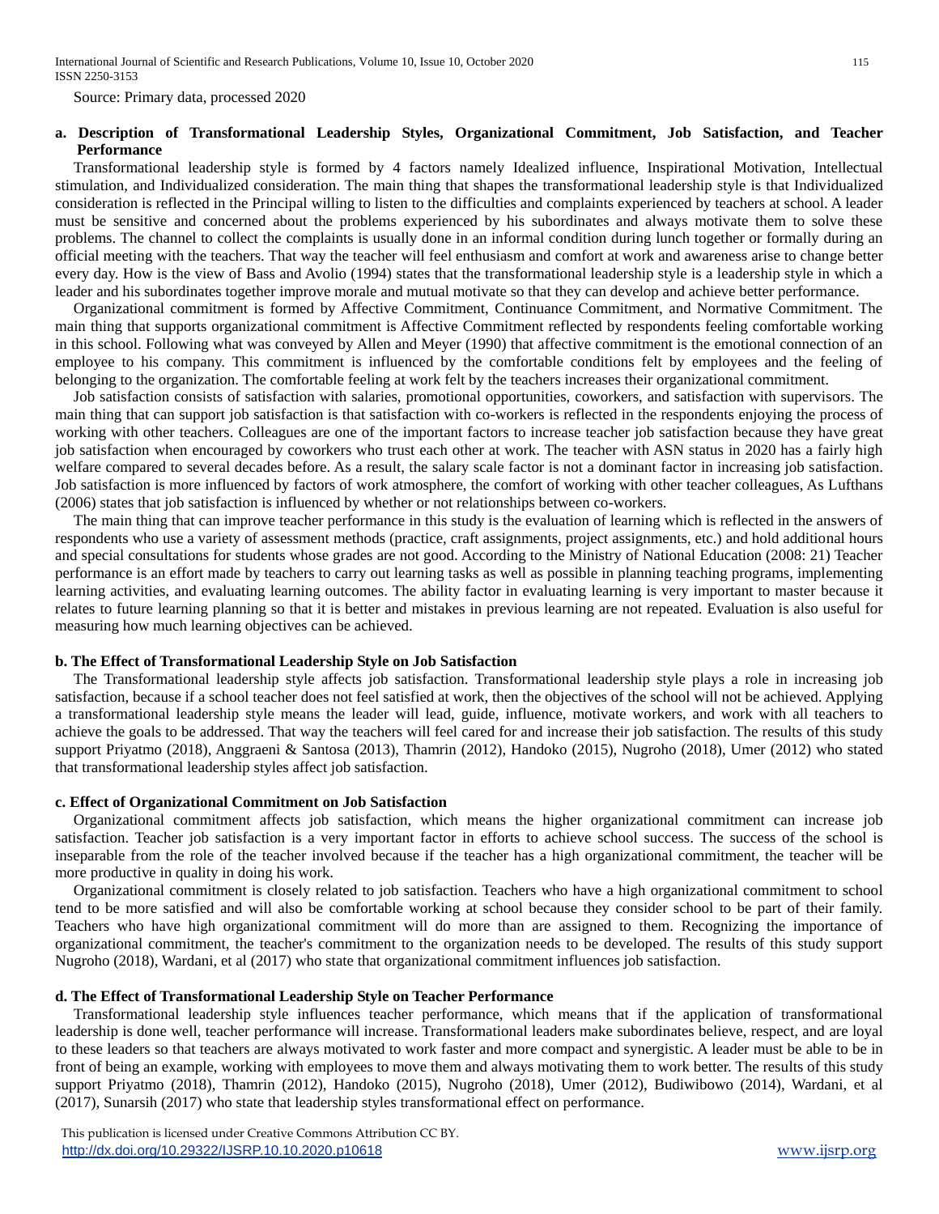Source: Primary data, processed 2020

**a. Description of Transformational Leadership Styles, Organizational Commitment, Job Satisfaction, and Teacher Performance**

Transformational leadership style is formed by 4 factors namely Idealized influence, Inspirational Motivation, Intellectual stimulation, and Individualized consideration. The main thing that shapes the transformational leadership style is that Individualized consideration is reflected in the Principal willing to listen to the difficulties and complaints experienced by teachers at school. A leader must be sensitive and concerned about the problems experienced by his subordinates and always motivate them to solve these problems. The channel to collect the complaints is usually done in an informal condition during lunch together or formally during an official meeting with the teachers. That way the teacher will feel enthusiasm and comfort at work and awareness arise to change better every day. How is the view of Bass and Avolio (1994) states that the transformational leadership style is a leadership style in which a leader and his subordinates together improve morale and mutual motivate so that they can develop and achieve better performance.

Organizational commitment is formed by Affective Commitment, Continuance Commitment, and Normative Commitment. The main thing that supports organizational commitment is Affective Commitment reflected by respondents feeling comfortable working in this school. Following what was conveyed by Allen and Meyer (1990) that affective commitment is the emotional connection of an employee to his company. This commitment is influenced by the comfortable conditions felt by employees and the feeling of belonging to the organization. The comfortable feeling at work felt by the teachers increases their organizational commitment.

Job satisfaction consists of satisfaction with salaries, promotional opportunities, coworkers, and satisfaction with supervisors. The main thing that can support job satisfaction is that satisfaction with co-workers is reflected in the respondents enjoying the process of working with other teachers. Colleagues are one of the important factors to increase teacher job satisfaction because they have great job satisfaction when encouraged by coworkers who trust each other at work. The teacher with ASN status in 2020 has a fairly high welfare compared to several decades before. As a result, the salary scale factor is not a dominant factor in increasing job satisfaction. Job satisfaction is more influenced by factors of work atmosphere, the comfort of working with other teacher colleagues, As Lufthans (2006) states that job satisfaction is influenced by whether or not relationships between co-workers.

The main thing that can improve teacher performance in this study is the evaluation of learning which is reflected in the answers of respondents who use a variety of assessment methods (practice, craft assignments, project assignments, etc.) and hold additional hours and special consultations for students whose grades are not good. According to the Ministry of National Education (2008: 21) Teacher performance is an effort made by teachers to carry out learning tasks as well as possible in planning teaching programs, implementing learning activities, and evaluating learning outcomes. The ability factor in evaluating learning is very important to master because it relates to future learning planning so that it is better and mistakes in previous learning are not repeated. Evaluation is also useful for measuring how much learning objectives can be achieved.

**b. The Effect of Transformational Leadership Style on Job Satisfaction**

The Transformational leadership style affects job satisfaction. Transformational leadership style plays a role in increasing job satisfaction, because if a school teacher does not feel satisfied at work, then the objectives of the school will not be achieved. Applying a transformational leadership style means the leader will lead, guide, influence, motivate workers, and work with all teachers to achieve the goals to be addressed. That way the teachers will feel cared for and increase their job satisfaction. The results of this study support Priyatmo (2018), Anggraeni & Santosa (2013), Thamrin (2012), Handoko (2015), Nugroho (2018), Umer (2012) who stated that transformational leadership styles affect job satisfaction.

**c. Effect of Organizational Commitment on Job Satisfaction**

Organizational commitment affects job satisfaction, which means the higher organizational commitment can increase job satisfaction. Teacher job satisfaction is a very important factor in efforts to achieve school success. The success of the school is inseparable from the role of the teacher involved because if the teacher has a high organizational commitment, the teacher will be more productive in quality in doing his work.

Organizational commitment is closely related to job satisfaction. Teachers who have a high organizational commitment to school tend to be more satisfied and will also be comfortable working at school because they consider school to be part of their family. Teachers who have high organizational commitment will do more than are assigned to them. Recognizing the importance of organizational commitment, the teacher's commitment to the organization needs to be developed. The results of this study support Nugroho (2018), Wardani, et al (2017) who state that organizational commitment influences job satisfaction.

**d. The Effect of Transformational Leadership Style on Teacher Performance**

Transformational leadership style influences teacher performance, which means that if the application of transformational leadership is done well, teacher performance will increase. Transformational leaders make subordinates believe, respect, and are loyal to these leaders so that teachers are always motivated to work faster and more compact and synergistic. A leader must be able to be in front of being an example, working with employees to move them and always motivating them to work better. The results of this study support Priyatmo (2018), Thamrin (2012), Handoko (2015), Nugroho (2018), Umer (2012), Budiwibowo (2014), Wardani, et al (2017), Sunarsih (2017) who state that leadership styles transformational effect on performance.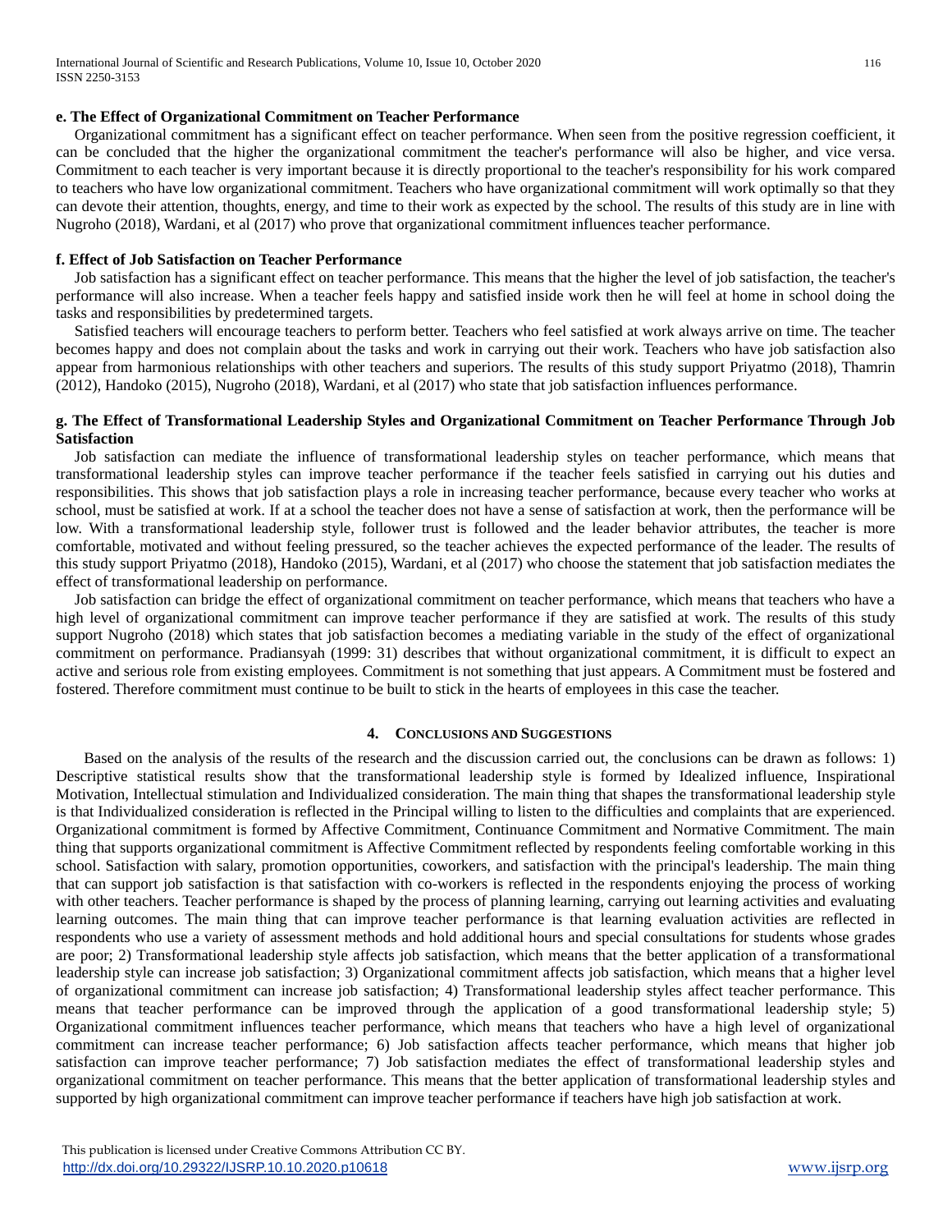**e. The Effect of Organizational Commitment on Teacher Performance**

Organizational commitment has a significant effect on teacher performance. When seen from the positive regression coefficient, it can be concluded that the higher the organizational commitment the teacher's performance will also be higher, and vice versa. Commitment to each teacher is very important because it is directly proportional to the teacher's responsibility for his work compared to teachers who have low organizational commitment. Teachers who have organizational commitment will work optimally so that they can devote their attention, thoughts, energy, and time to their work as expected by the school. The results of this study are in line with Nugroho (2018), Wardani, et al (2017) who prove that organizational commitment influences teacher performance.

**f. Effect of Job Satisfaction on Teacher Performance**

Job satisfaction has a significant effect on teacher performance. This means that the higher the level of job satisfaction, the teacher's performance will also increase. When a teacher feels happy and satisfied inside work then he will feel at home in school doing the tasks and responsibilities by predetermined targets.

Satisfied teachers will encourage teachers to perform better. Teachers who feel satisfied at work always arrive on time. The teacher becomes happy and does not complain about the tasks and work in carrying out their work. Teachers who have job satisfaction also appear from harmonious relationships with other teachers and superiors. The results of this study support Priyatmo (2018), Thamrin (2012), Handoko (2015), Nugroho (2018), Wardani, et al (2017) who state that job satisfaction influences performance.

**g. The Effect of Transformational Leadership Styles and Organizational Commitment on Teacher Performance Through Job Satisfaction**

Job satisfaction can mediate the influence of transformational leadership styles on teacher performance, which means that transformational leadership styles can improve teacher performance if the teacher feels satisfied in carrying out his duties and responsibilities. This shows that job satisfaction plays a role in increasing teacher performance, because every teacher who works at school, must be satisfied at work. If at a school the teacher does not have a sense of satisfaction at work, then the performance will be low. With a transformational leadership style, follower trust is followed and the leader behavior attributes, the teacher is more comfortable, motivated and without feeling pressured, so the teacher achieves the expected performance of the leader. The results of this study support Priyatmo (2018), Handoko (2015), Wardani, et al (2017) who choose the statement that job satisfaction mediates the effect of transformational leadership on performance.

Job satisfaction can bridge the effect of organizational commitment on teacher performance, which means that teachers who have a high level of organizational commitment can improve teacher performance if they are satisfied at work. The results of this study support Nugroho (2018) which states that job satisfaction becomes a mediating variable in the study of the effect of organizational commitment on performance. Pradiansyah (1999: 31) describes that without organizational commitment, it is difficult to expect an active and serious role from existing employees. Commitment is not something that just appears. A Commitment must be fostered and fostered. Therefore commitment must continue to be built to stick in the hearts of employees in this case the teacher.

## 4. Conclusions and Suggestions

Based on the analysis of the results of the research and the discussion carried out, the conclusions can be drawn as follows: 1) Descriptive statistical results show that the transformational leadership style is formed by Idealized influence, Inspirational Motivation, Intellectual stimulation and Individualized consideration. The main thing that shapes the transformational leadership style is that Individualized consideration is reflected in the Principal willing to listen to the difficulties and complaints that are experienced. Organizational commitment is formed by Affective Commitment, Continuance Commitment and Normative Commitment. The main thing that supports organizational commitment is Affective Commitment reflected by respondents feeling comfortable working in this school. Satisfaction with salary, promotion opportunities, coworkers, and satisfaction with the principal's leadership. The main thing that can support job satisfaction is that satisfaction with co-workers is reflected in the respondents enjoying the process of working with other teachers. Teacher performance is shaped by the process of planning learning, carrying out learning activities and evaluating learning outcomes. The main thing that can improve teacher performance is that learning evaluation activities are reflected in respondents who use a variety of assessment methods and hold additional hours and special consultations for students whose grades are poor; 2) Transformational leadership style affects job satisfaction, which means that the better application of a transformational leadership style can increase job satisfaction; 3) Organizational commitment affects job satisfaction, which means that a higher level of organizational commitment can increase job satisfaction; 4) Transformational leadership styles affect teacher performance. This means that teacher performance can be improved through the application of a good transformational leadership style; 5) Organizational commitment influences teacher performance, which means that teachers who have a high level of organizational commitment can increase teacher performance; 6) Job satisfaction affects teacher performance, which means that higher job satisfaction can improve teacher performance; 7) Job satisfaction mediates the effect of transformational leadership styles and organizational commitment on teacher performance. This means that the better application of transformational leadership styles and supported by high organizational commitment can improve teacher performance if teachers have high job satisfaction at work.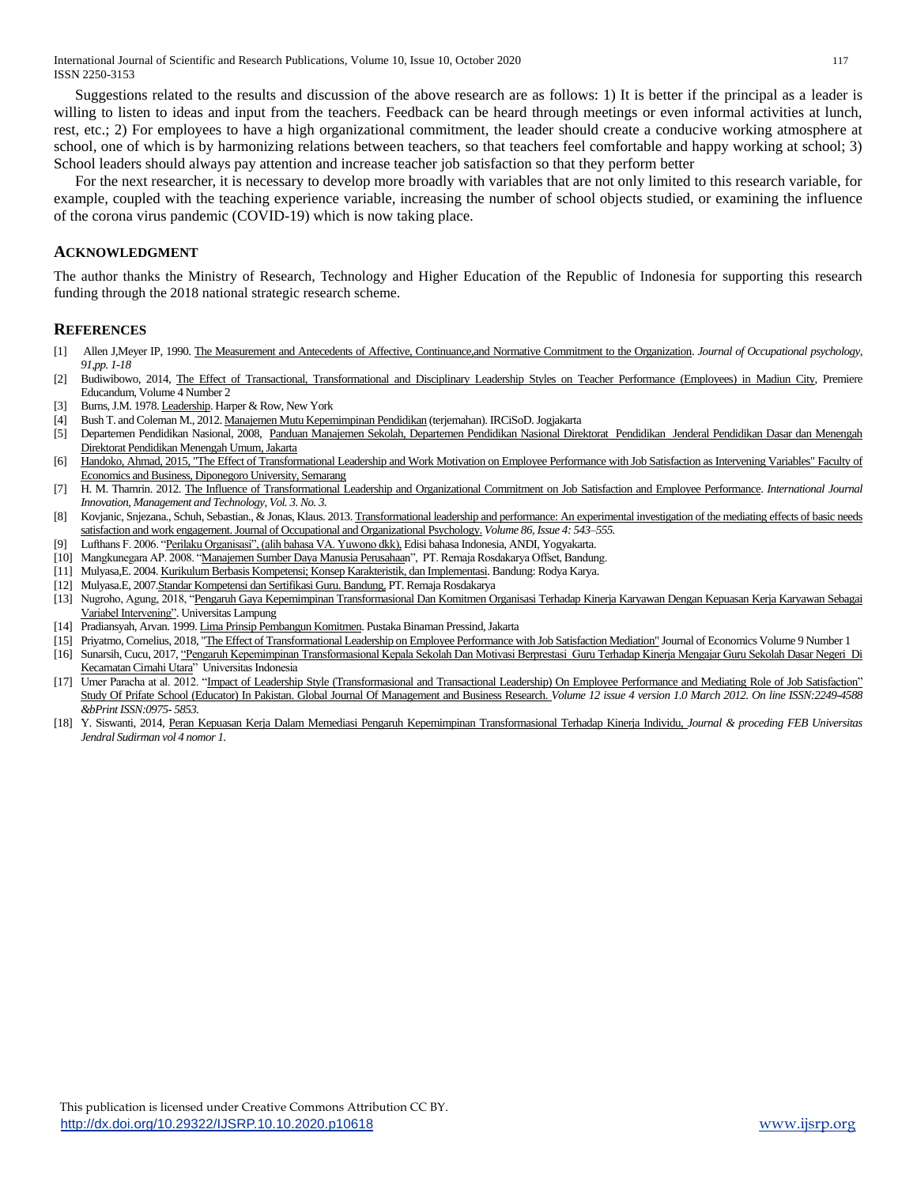Suggestions related to the results and discussion of the above research are as follows: 1) It is better if the principal as a leader is willing to listen to ideas and input from the teachers. Feedback can be heard through meetings or even informal activities at lunch, rest, etc.; 2) For employees to have a high organizational commitment, the leader should create a conducive working atmosphere at school, one of which is by harmonizing relations between teachers, so that teachers feel comfortable and happy working at school; 3) School leaders should always pay attention and increase teacher job satisfaction so that they perform better

For the next researcher, it is necessary to develop more broadly with variables that are not only limited to this research variable, for example, coupled with the teaching experience variable, increasing the number of school objects studied, or examining the influence of the corona virus pandemic (COVID-19) which is now taking place.

## ACKNOWLEDGMENT

The author thanks the Ministry of Research, Technology and Higher Education of the Republic of Indonesia for supporting this research funding through the 2018 national strategic research scheme.

## REFERENCES

[1] Allen J,Meyer IP, 1990. The Measurement and Antecedents of Affective, Continuance,and Normative Commitment to the Organization. *Journal of Occupational psychology, 91,pp. 1-18*

[2] Budiwibowo, 2014, The Effect of Transactional, Transformational and Disciplinary Leadership Styles on Teacher Performance (Employees) in Madiun City, Premiere Educandum, Volume 4 Number 2

[3] Burns, J.M. 1978. Leadership. Harper & Row, New York

[4] Bush T. and Coleman M., 2012. Manajemen Mutu Kepemimpinan Pendidikan (terjemahan). IRCiSoD. Jogjakarta

[5] Departemen Pendidikan Nasional, 2008, Panduan Manajemen Sekolah, Departemen Pendidikan Nasional Direktorat Pendidikan Jenderal Pendidikan Dasar dan Menengah Direktorat Pendidikan Menengah Umum, Jakarta

[6] Handoko, Ahmad, 2015, "The Effect of Transformational Leadership and Work Motivation on Employee Performance with Job Satisfaction as Intervening Variables" Faculty of Economics and Business, Diponegoro University, Semarang

[7] H. M. Thamrin. 2012. The Influence of Transformational Leadership and Organizational Commitment on Job Satisfaction and Employee Performance. *International Journal Innovation, Management and Technology, Vol. 3. No. 3.*

[8] Kovjanic, Snjezana., Schuh, Sebastian., & Jonas, Klaus. 2013. Transformational leadership and performance: An experimental investigation of the mediating effects of basic needs satisfaction and work engagement. Journal of Occupational and Organizational Psychology. *Volume 86, Issue 4: 543–555.*

[9] Lufthans F. 2006. "Perilaku Organisasi", (alih bahasa VA. Yuwono dkk), Edisi bahasa Indonesia, ANDI, Yogyakarta.

[10] Mangkunegara AP. 2008. "Manajemen Sumber Daya Manusia Perusahaan", PT. Remaja Rosdakarya Offset, Bandung.

[11] Mulyasa,E. 2004. Kurikulum Berbasis Kompetensi; Konsep Karakteristik, dan Implementasi. Bandung: Rodya Karya.

[12] Mulyasa.E, 2007,Standar Kompetensi dan Sertifikasi Guru. Bandung, PT. Remaja Rosdakarya

[13] Nugroho, Agung, 2018, "Pengaruh Gaya Kepemimpinan Transformasional Dan Komitmen Organisasi Terhadap Kinerja Karyawan Dengan Kepuasan Kerja Karyawan Sebagai Variabel Intervening". Universitas Lampung

[14] Pradiansyah, Arvan. 1999. Lima Prinsip Pembangun Komitmen. Pustaka Binaman Pressind, Jakarta

[15] Priyatmo, Cornelius, 2018, "The Effect of Transformational Leadership on Employee Performance with Job Satisfaction Mediation" Journal of Economics Volume 9 Number 1

[16] Sunarsih, Cucu, 2017, "Pengaruh Kepemimpinan Transformasional Kepala Sekolah Dan Motivasi Berprestasi Guru Terhadap Kinerja Mengajar Guru Sekolah Dasar Negeri Di Kecamatan Cimahi Utara" Universitas Indonesia

[17] Umer Paracha at al. 2012. "Impact of Leadership Style (Transformasional and Transactional Leadership) On Employee Performance and Mediating Role of Job Satisfaction" Study Of Prifate School (Educator) In Pakistan. Global Journal Of Management and Business Research. *Volume 12 issue 4 version 1.0 March 2012. On line ISSN:2249-4588 &bPrint ISSN:0975- 5853.*

[18] Y. Siswanti, 2014, Peran Kepuasan Kerja Dalam Memediasi Pengaruh Kepemimpinan Transformasional Terhadap Kinerja Individu, *Journal & proceding FEB Universitas Jendral Sudirman vol 4 nomor 1.*